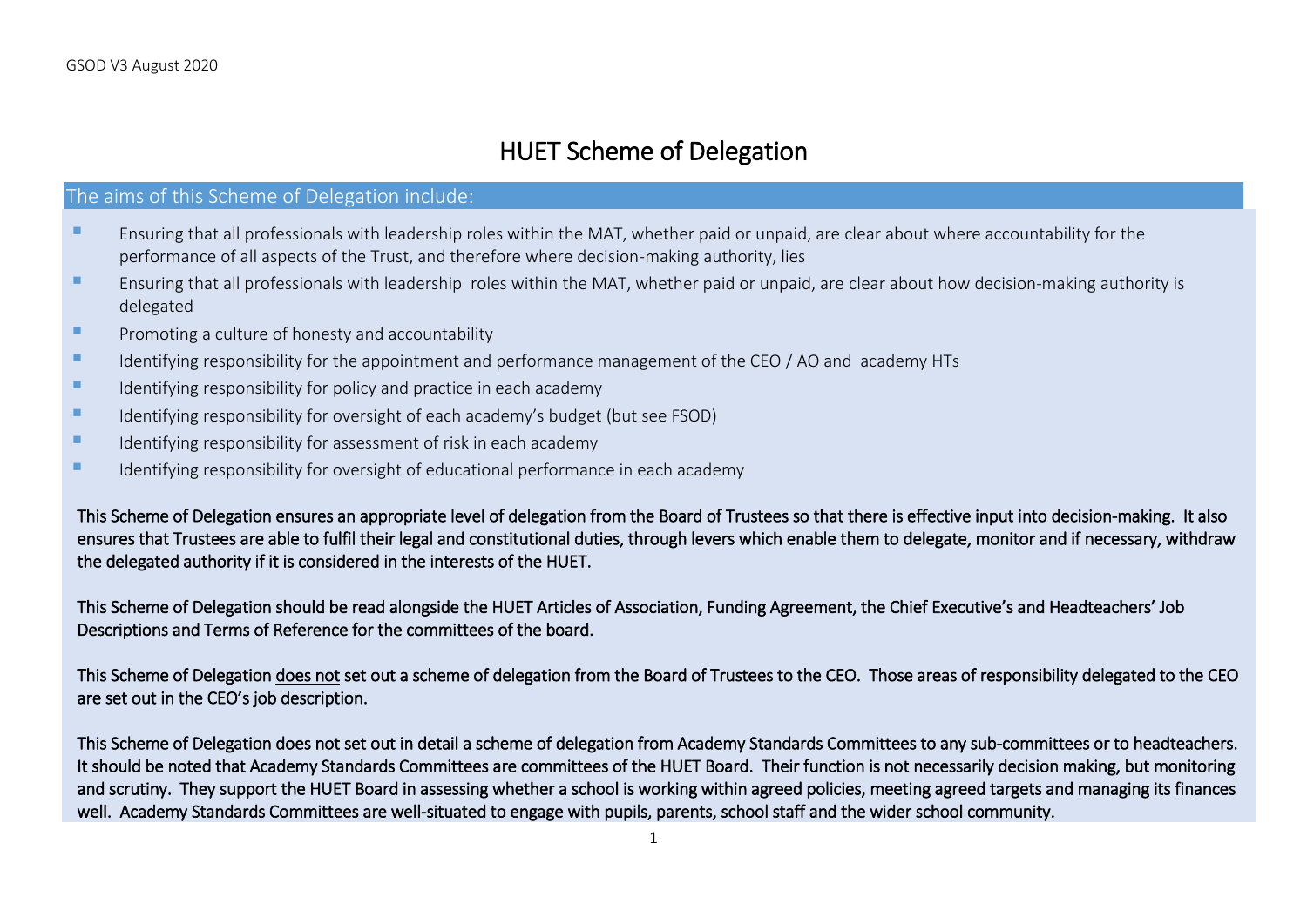# HUET Scheme of Delegation

## The aims of this Scheme of Delegation include:

- Ensuring that all professionals with leadership roles within the MAT, whether paid or unpaid, are clear about where accountability for the performance of all aspects of the Trust, and therefore where decision-making authority, lies
- Ensuring that all professionals with leadership roles within the MAT, whether paid or unpaid, are clear about how decision-making authority is delegated
- Promoting a culture of honesty and accountability
- Identifying responsibility for the appointment and performance management of the CEO / AO and academy HTs
- Identifying responsibility for policy and practice in each academy
- Identifying responsibility for oversight of each academy's budget (but see FSOD)
- Identifying responsibility for assessment of risk in each academy
- Identifying responsibility for oversight of educational performance in each academy

This Scheme of Delegation ensures an appropriate level of delegation from the Board of Trustees so that there is effective input into decision-making. It also ensures that Trustees are able to fulfil their legal and constitutional duties, through levers which enable them to delegate, monitor and if necessary, withdraw the delegated authority if it is considered in the interests of the HUET.

This Scheme of Delegation should be read alongside the HUET Articles of Association, Funding Agreement, the Chief Executive's and Headteachers' Job Descriptions and Terms of Reference for the committees of the board.

This Scheme of Delegation does not set out a scheme of delegation from the Board of Trustees to the CEO. Those areas of responsibility delegated to the CEO are set out in the CEO's job description.

This Scheme of Delegation does not set out in detail a scheme of delegation from Academy Standards Committees to any sub-committees or to headteachers. It should be noted that Academy Standards Committees are committees of the HUET Board. Their function is not necessarily decision making, but monitoring and scrutiny. They support the HUET Board in assessing whether a school is working within agreed policies, meeting agreed targets and managing its finances well. Academy Standards Committees are well-situated to engage with pupils, parents, school staff and the wider school community.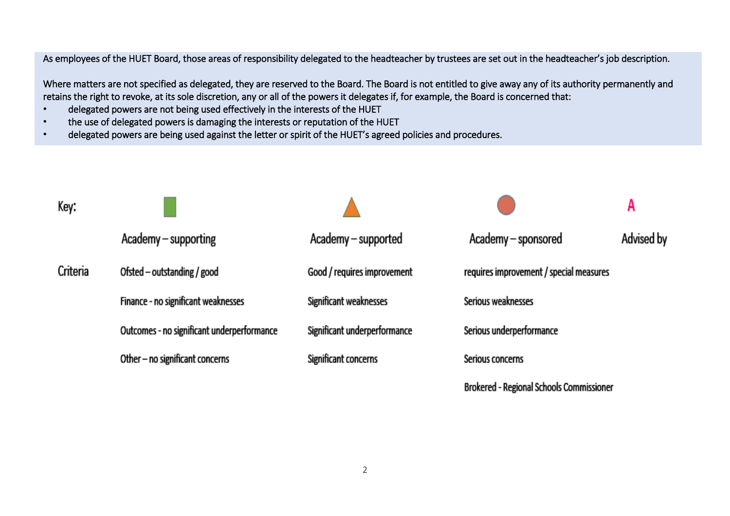As employees of the HUET Board, those areas of responsibility delegated to the headteacher by trustees are set out in the headteacher's job description.

Where matters are not specified as delegated, they are reserved to the Board. The Board is not entitled to give away any of its authority permanently and retains the right to revoke, at its sole discretion, any or all of the powers it delegates if, for example, the Board is concerned that:

- delegated powers are not being used effectively in the interests of the HUET
- the use of delegated powers is damaging the interests or reputation of the HUET
- delegated powers are being used against the letter or spirit of the HUET's agreed policies and procedures.

| Key: | ■ Academy – supporting | ▲ Academy – supported | ● Academy – sponsored | A Advised by |
|---|---|---|---|---|
| Criteria | Ofsted – outstanding / good | Good / requires improvement | requires improvement / special measures | |
| | Finance - no significant weaknesses | Significant weaknesses | Serious weaknesses | |
| | Outcomes - no significant underperformance | Significant underperformance | Serious underperformance | |
| | Other – no significant concerns | Significant concerns | Serious concerns | |
| | | | Brokered - Regional Schools Commissioner | |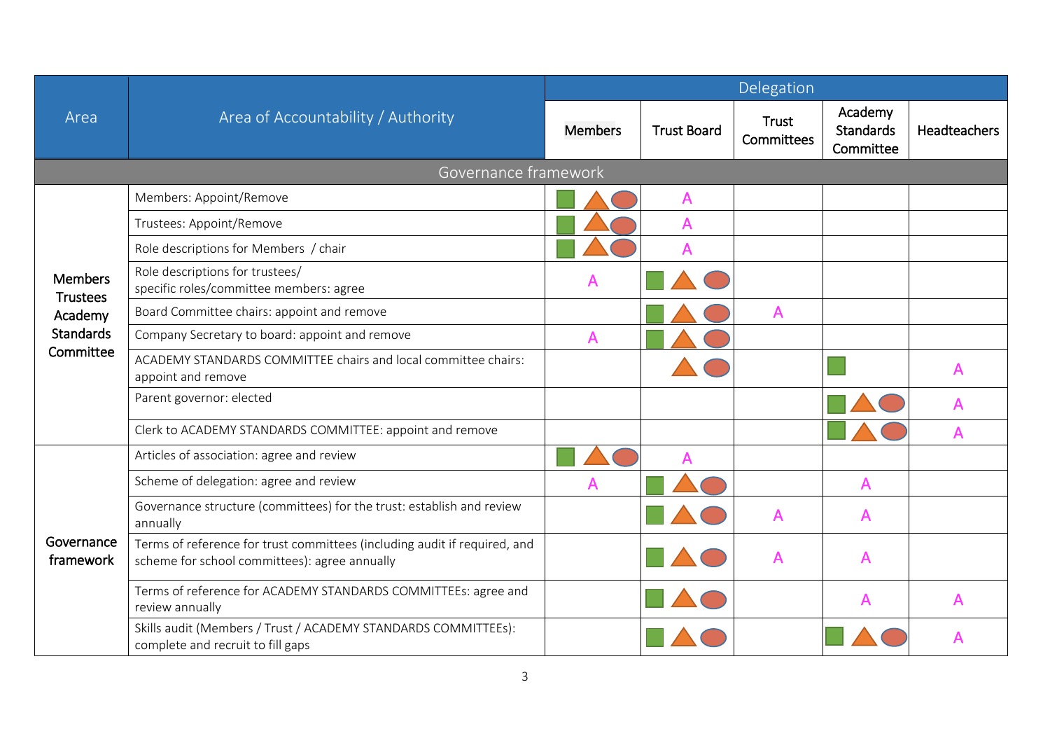| Area | Area of Accountability / Authority | Delegation | | | | |
|---|---|---|---|---|---|---|
| | | Members | Trust Board | Trust Committees | Academy Standards Committee | Headteachers |
| **Governance framework** | | | | | | |
| Members Trustees Academy Standards Committee | Members: Appoint/Remove | ■ ▲ ● | A | | | |
| | Trustees: Appoint/Remove | ■ ▲ ● | A | | | |
| | Role descriptions for Members / chair | ■ ▲ ● | A | | | |
| | Role descriptions for trustees/ specific roles/committee members: agree | A | ■ ▲ ● | | | |
| | Board Committee chairs: appoint and remove | | ■ ▲ ● | A | | |
| | Company Secretary to board: appoint and remove | A | ■ ▲ ● | | | |
| | ACADEMY STANDARDS COMMITTEE chairs and local committee chairs: appoint and remove | | ▲ ● | | ■ | A |
| | Parent governor: elected | | | | ■ ▲ ● | A |
| | Clerk to ACADEMY STANDARDS COMMITTEE: appoint and remove | | | | ■ ▲ ● | A |
| Governance framework | Articles of association: agree and review | ■ ▲ ● | A | | | |
| | Scheme of delegation: agree and review | A | ■ ▲ ● | | A | |
| | Governance structure (committees) for the trust: establish and review annually | | ■ ▲ ● | A | A | |
| | Terms of reference for trust committees (including audit if required, and scheme for school committees): agree annually | | ■ ▲ ● | A | A | |
| | Terms of reference for ACADEMY STANDARDS COMMITTEEs: agree and review annually | | ■ ▲ ● | | A | A |
| | Skills audit (Members / Trust / ACADEMY STANDARDS COMMITTEEs): complete and recruit to fill gaps | | ■ ▲ ● | | ■ ▲ ● | A |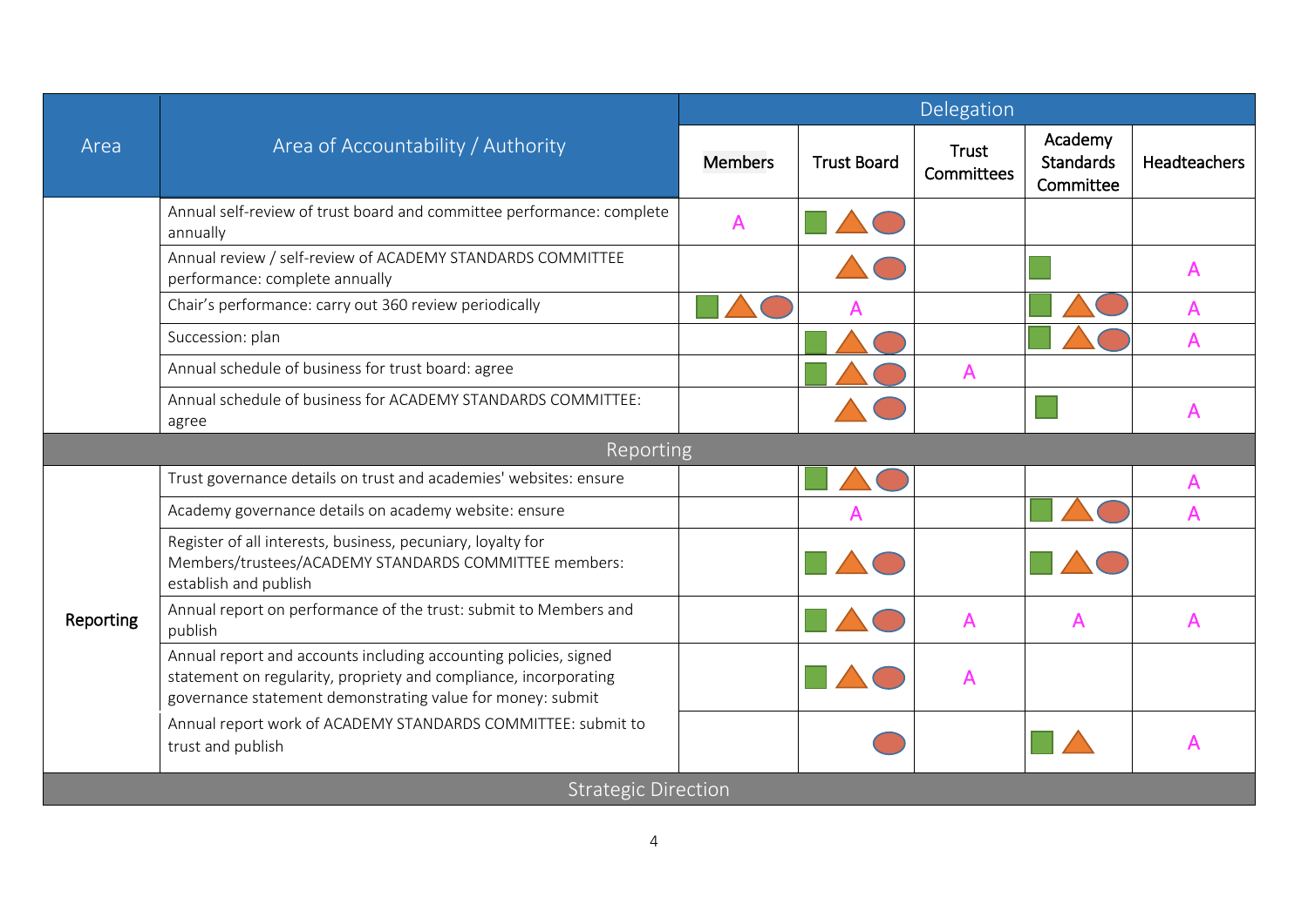| Area | Area of Accountability / Authority | Delegation | | | | |
|---|---|---|---|---|---|---|
| | | Members | Trust Board | Trust Committees | Academy Standards Committee | Headteachers |
| | Annual self-review of trust board and committee performance: complete annually | A | ■ ▲ ● | | | |
| | Annual review / self-review of ACADEMY STANDARDS COMMITTEE performance: complete annually | | ▲ ● | | ■ | A |
| | Chair's performance: carry out 360 review periodically | ■ ▲ ● | A | | ■ ▲ ● | A |
| | Succession: plan | | ■ ▲ ● | | ■ ▲ ● | A |
| | Annual schedule of business for trust board: agree | | ■ ▲ ● | A | | |
| | Annual schedule of business for ACADEMY STANDARDS COMMITTEE: agree | | ▲ ● | | ■ | A |
| **Reporting** | | | | | | |
| Reporting | Trust governance details on trust and academies' websites: ensure | | ■ ▲ ● | | | A |
| | Academy governance details on academy website: ensure | | A | | ■ ▲ ● | A |
| | Register of all interests, business, pecuniary, loyalty for Members/trustees/ACADEMY STANDARDS COMMITTEE members: establish and publish | | ■ ▲ ● | | ■ ▲ ● | |
| | Annual report on performance of the trust: submit to Members and publish | | ■ ▲ ● | A | A | A |
| | Annual report and accounts including accounting policies, signed statement on regularity, propriety and compliance, incorporating governance statement demonstrating value for money: submit | | ■ ▲ ● | A | | |
| | Annual report work of ACADEMY STANDARDS COMMITTEE: submit to trust and publish | | ● | | ■ ▲ | A |
| **Strategic Direction** | | | | | | |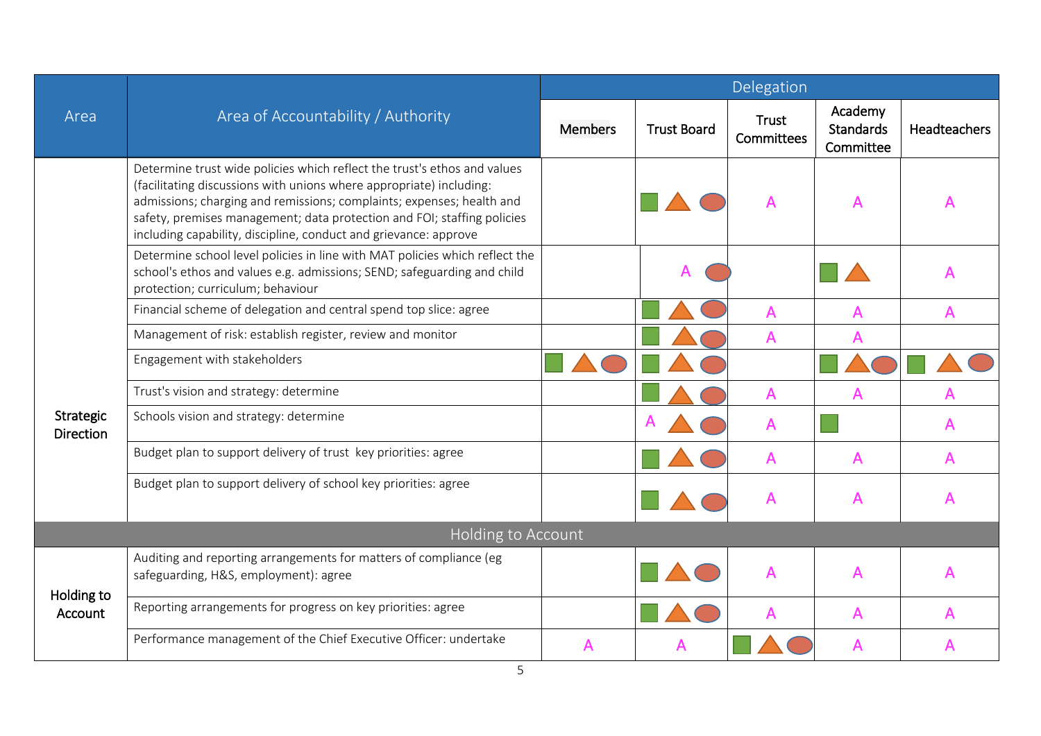| Area | Area of Accountability / Authority | Delegation | | | | |
|---|---|---|---|---|---|---|
| | | Members | Trust Board | Trust Committees | Academy Standards Committee | Headteachers |
| Strategic Direction | Determine trust wide policies which reflect the trust's ethos and values (facilitating discussions with unions where appropriate) including: admissions; charging and remissions; complaints; expenses; health and safety, premises management; data protection and FOI; staffing policies including capability, discipline, conduct and grievance: approve | | ■ ▲ ● | A | A | A |
| | Determine school level policies in line with MAT policies which reflect the school's ethos and values e.g. admissions; SEND; safeguarding and child protection; curriculum; behaviour | | A ● | | ■ ▲ | A |
| | Financial scheme of delegation and central spend top slice: agree | | ■ ▲ ● | A | A | A |
| | Management of risk: establish register, review and monitor | | ■ ▲ ● | A | A | |
| | Engagement with stakeholders | ■ ▲ ● | ■ ▲ ● | | ■ ▲ ● | ■ ▲ ● |
| | Trust's vision and strategy: determine | | ■ ▲ ● | A | A | A |
| | Schools vision and strategy: determine | | A ▲ ● | A | ■ | A |
| | Budget plan to support delivery of trust key priorities: agree | | ■ ▲ ● | A | A | A |
| | Budget plan to support delivery of school key priorities: agree | | ■ ▲ ● | A | A | A |
| **Holding to Account** | | | | | | |
| Holding to Account | Auditing and reporting arrangements for matters of compliance (eg safeguarding, H&S, employment): agree | | ■ ▲ ● | A | A | A |
| | Reporting arrangements for progress on key priorities: agree | | ■ ▲ ● | A | A | A |
| | Performance management of the Chief Executive Officer: undertake | A | A | ■ ▲ ● | A | A |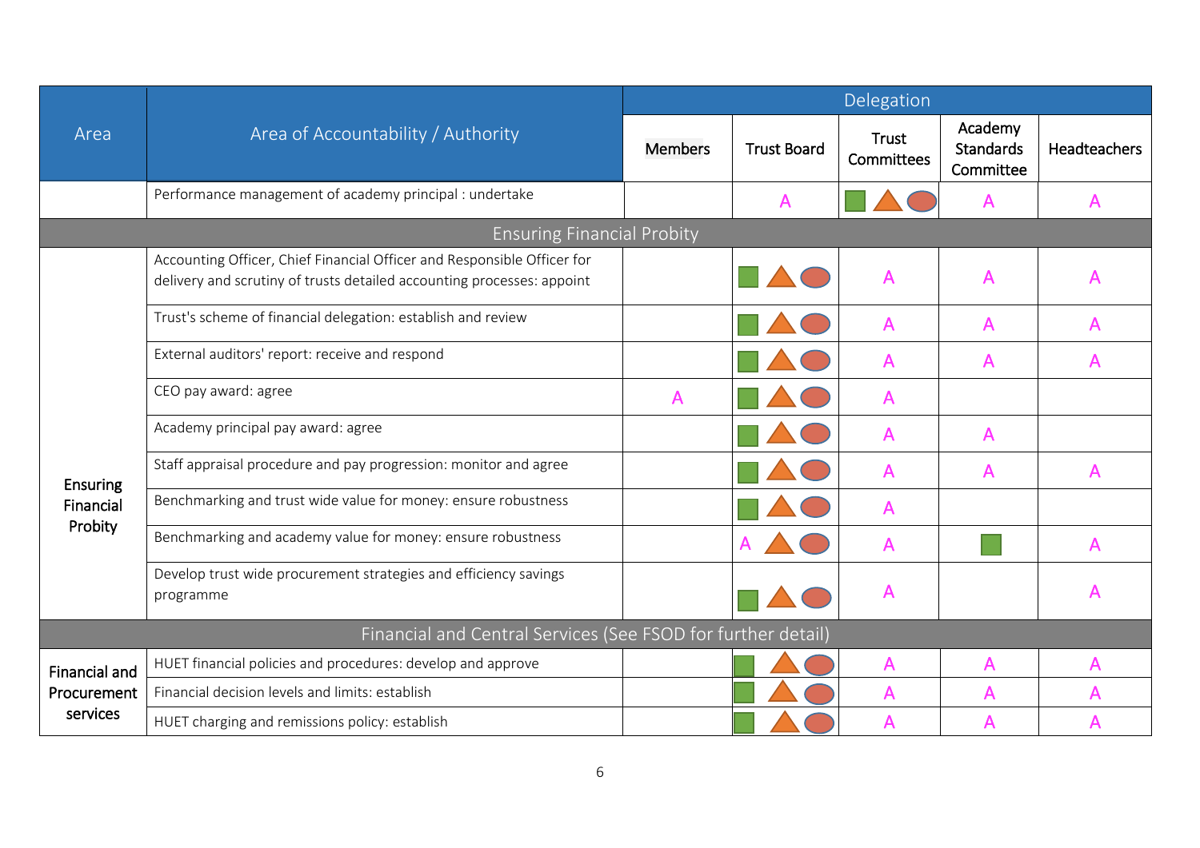| Area | Area of Accountability / Authority | Delegation | | | | |
|---|---|---|---|---|---|---|
| | | Members | Trust Board | Trust Committees | Academy Standards Committee | Headteachers |
| | Performance management of academy principal : undertake | | A | ■ ▲ ● | A | A |
| **Ensuring Financial Probity** | | | | | | |
| Ensuring Financial Probity | Accounting Officer, Chief Financial Officer and Responsible Officer for delivery and scrutiny of trusts detailed accounting processes: appoint | | ■ ▲ ● | A | A | A |
| | Trust's scheme of financial delegation: establish and review | | ■ ▲ ● | A | A | A |
| | External auditors' report: receive and respond | | ■ ▲ ● | A | A | A |
| | CEO pay award: agree | A | ■ ▲ ● | A | | |
| | Academy principal pay award: agree | | ■ ▲ ● | A | A | |
| | Staff appraisal procedure and pay progression: monitor and agree | | ■ ▲ ● | A | A | A |
| | Benchmarking and trust wide value for money: ensure robustness | | ■ ▲ ● | A | | |
| | Benchmarking and academy value for money: ensure robustness | | A ▲ ● | A | ■ | A |
| | Develop trust wide procurement strategies and efficiency savings programme | | ■ ▲ ● | A | | A |
| **Financial and Central Services (See FSOD for further detail)** | | | | | | |
| Financial and Procurement services | HUET financial policies and procedures: develop and approve | | ■ ▲ ● | A | A | A |
| | Financial decision levels and limits: establish | | ■ ▲ ● | A | A | A |
| | HUET charging and remissions policy: establish | | ■ ▲ ● | A | A | A |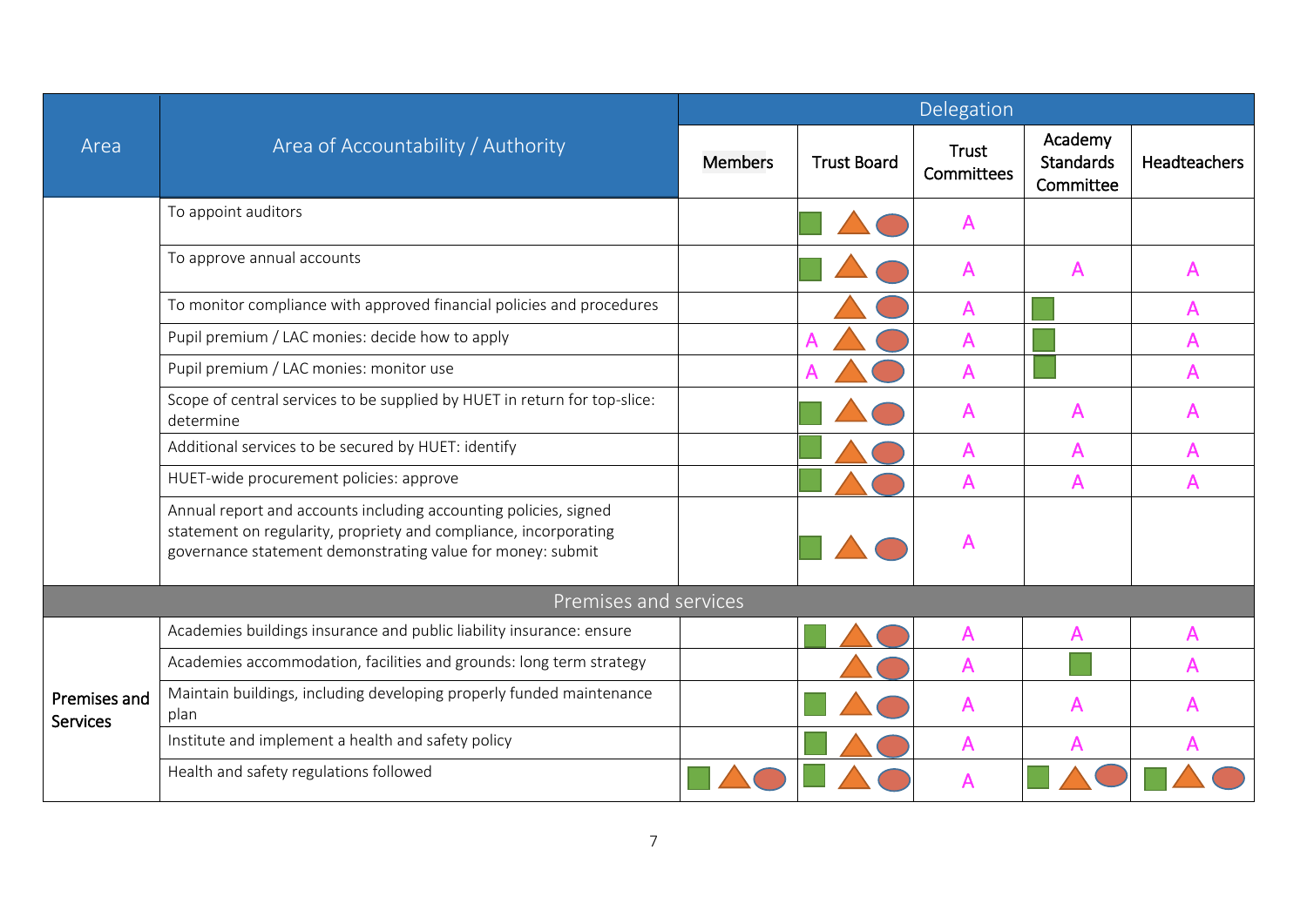| Area | Area of Accountability / Authority | Delegation | | | | |
|---|---|---|---|---|---|---|
| | | Members | Trust Board | Trust Committees | Academy Standards Committee | Headteachers |
| | To appoint auditors | | ■ ▲ ● | A | | |
| | To approve annual accounts | | ■ ▲ ● | A | A | A |
| | To monitor compliance with approved financial policies and procedures | | ▲ ● | A | ■ | A |
| | Pupil premium / LAC monies: decide how to apply | | A ▲ ● | A | ■ | A |
| | Pupil premium / LAC monies: monitor use | | A ▲ ● | A | ■ | A |
| | Scope of central services to be supplied by HUET in return for top-slice: determine | | ■ ▲ ● | A | A | A |
| | Additional services to be secured by HUET: identify | | ■ ▲ ● | A | A | A |
| | HUET-wide procurement policies: approve | | ■ ▲ ● | A | A | A |
| | Annual report and accounts including accounting policies, signed statement on regularity, propriety and compliance, incorporating governance statement demonstrating value for money: submit | | ■ ▲ ● | A | | |
| **Premises and services** | | | | | | |
| Premises and Services | Academies buildings insurance and public liability insurance: ensure | | ■ ▲ ● | A | A | A |
| Premises and Services | Academies accommodation, facilities and grounds: long term strategy | | ▲ ● | A | ■ | A |
| Premises and Services | Maintain buildings, including developing properly funded maintenance plan | | ■ ▲ ● | A | A | A |
| Premises and Services | Institute and implement a health and safety policy | | ■ ▲ ● | A | A | A |
| Premises and Services | Health and safety regulations followed | ■ ▲ ● | ■ ▲ ● | A | ■ ▲ ● | ■ ▲ ● |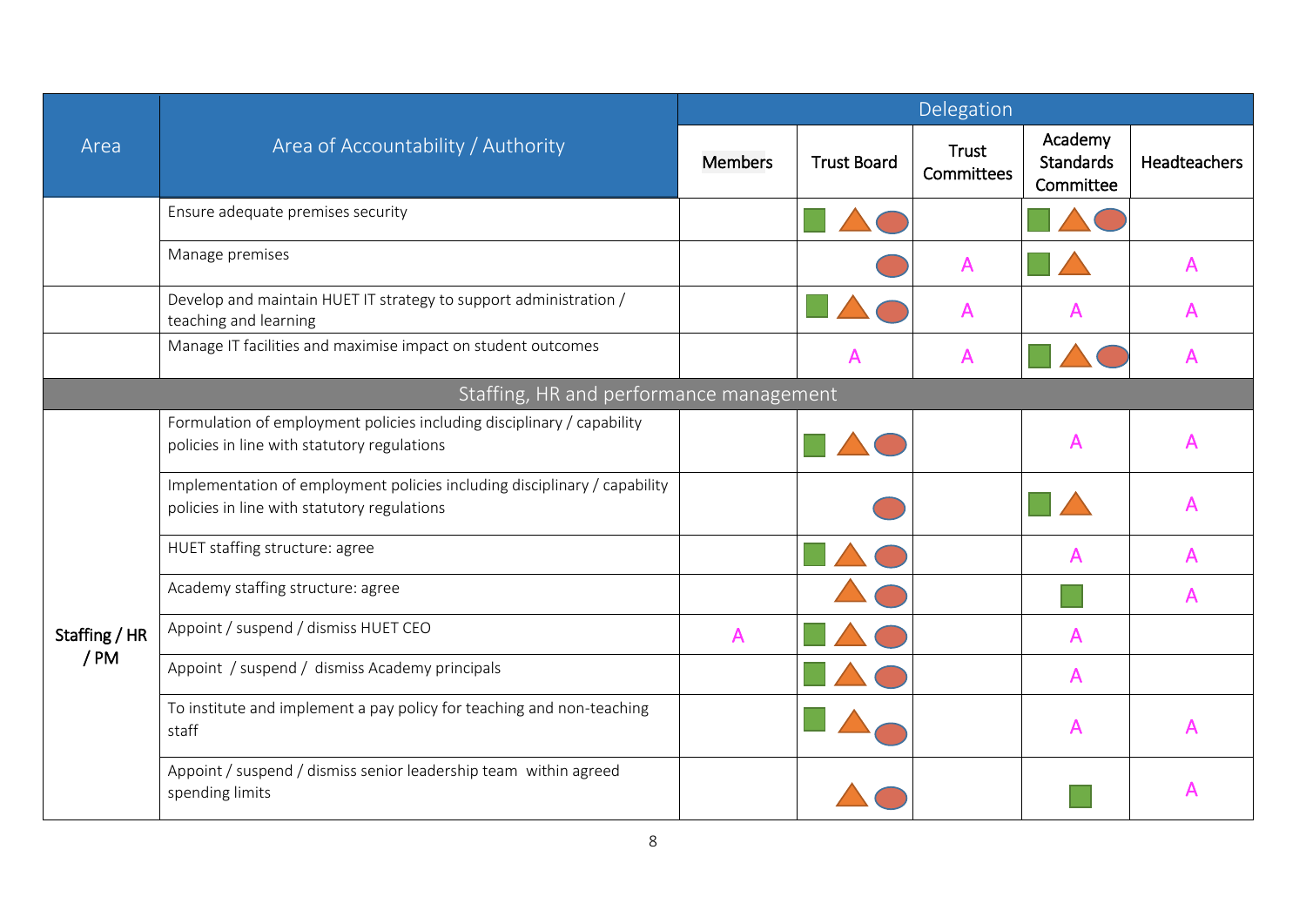| Area | Area of Accountability / Authority | Delegation | | | | |
|---|---|---|---|---|---|---|
| | | Members | Trust Board | Trust Committees | Academy Standards Committee | Headteachers |
| | Ensure adequate premises security | | ■ ▲ ● | | ■ ▲ ● | |
| | Manage premises | | ● | A | ■ ▲ | A |
| | Develop and maintain HUET IT strategy to support administration / teaching and learning | | ■ ▲ ● | A | A | A |
| | Manage IT facilities and maximise impact on student outcomes | | A | A | ■ ▲ ● | A |
| **Staffing, HR and performance management** | | | | | | |
| Staffing / HR / PM | Formulation of employment policies including disciplinary / capability policies in line with statutory regulations | | ■ ▲ ● | | A | A |
| | Implementation of employment policies including disciplinary / capability policies in line with statutory regulations | | ● | | ■ ▲ | A |
| | HUET staffing structure: agree | | ■ ▲ ● | | A | A |
| | Academy staffing structure: agree | | ▲ ● | | ■ | A |
| | Appoint / suspend / dismiss HUET CEO | A | ■ ▲ ● | | A | |
| | Appoint / suspend / dismiss Academy principals | | ■ ▲ ● | | A | |
| | To institute and implement a pay policy for teaching and non-teaching staff | | ■ ▲ ● | | A | A |
| | Appoint / suspend / dismiss senior leadership team within agreed spending limits | | ▲ ● | | ■ | A |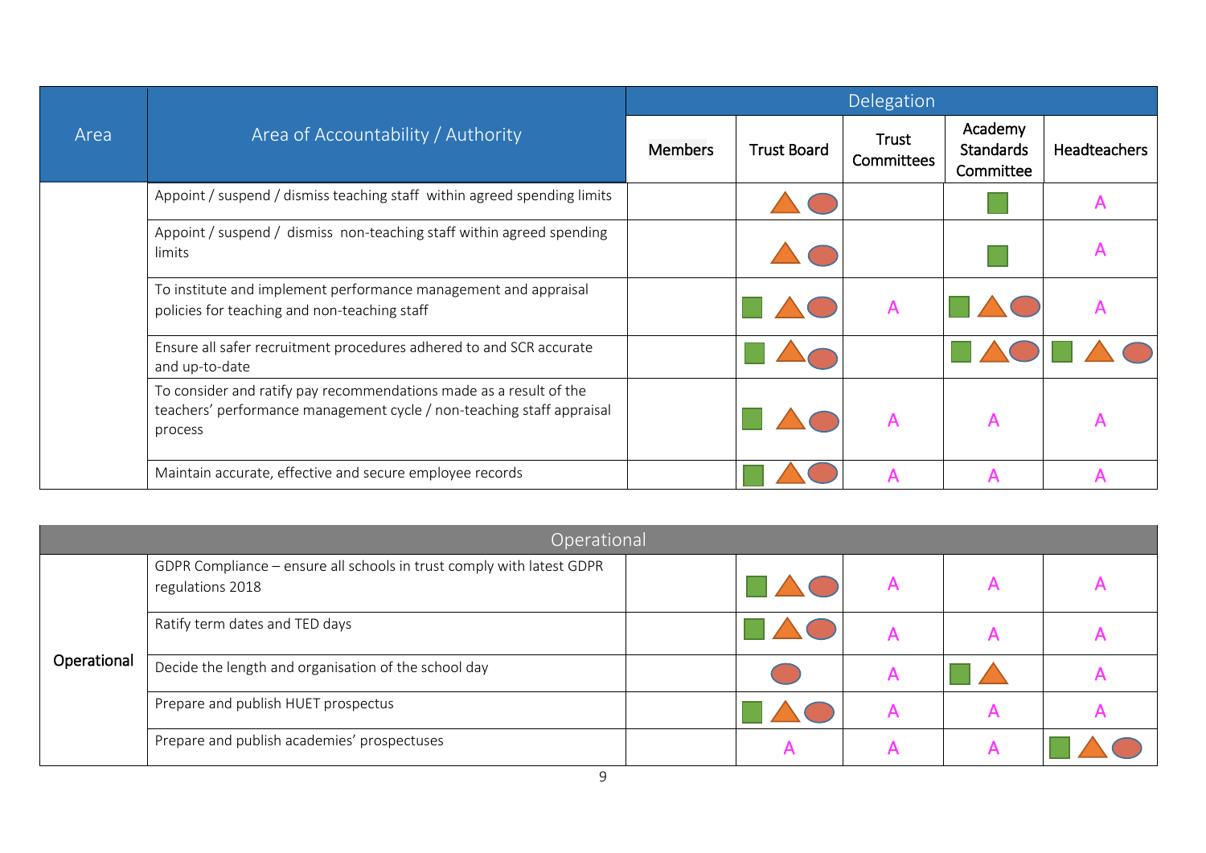| Area | Area of Accountability / Authority | Delegation | | | | |
|---|---|---|---|---|---|---|
| | | Members | Trust Board | Trust Committees | Academy Standards Committee | Headteachers |
| | Appoint / suspend / dismiss teaching staff within agreed spending limits | | ▲ ● | | ■ | A |
| | Appoint / suspend / dismiss non-teaching staff within agreed spending limits | | ▲ ● | | ■ | A |
| | To institute and implement performance management and appraisal policies for teaching and non-teaching staff | | ■ ▲ ● | A | ■ ▲ ● | A |
| | Ensure all safer recruitment procedures adhered to and SCR accurate and up-to-date | | ■ ▲ ● | | ■ ▲ ● | ■ ▲ ● |
| | To consider and ratify pay recommendations made as a result of the teachers' performance management cycle / non-teaching staff appraisal process | | ■ ▲ ● | A | A | A |
| | Maintain accurate, effective and secure employee records | | ■ ▲ ● | A | A | A |

| Operational | | | | | | |
|---|---|---|---|---|---|---|
| Operational | GDPR Compliance – ensure all schools in trust comply with latest GDPR regulations 2018 | | ■ ▲ ● | A | A | A |
| | Ratify term dates and TED days | | ■ ▲ ● | A | A | A |
| | Decide the length and organisation of the school day | | ● | A | ■ ▲ | A |
| | Prepare and publish HUET prospectus | | ■ ▲ ● | A | A | A |
| | Prepare and publish academies' prospectuses | | A | A | A | ■ ▲ ● |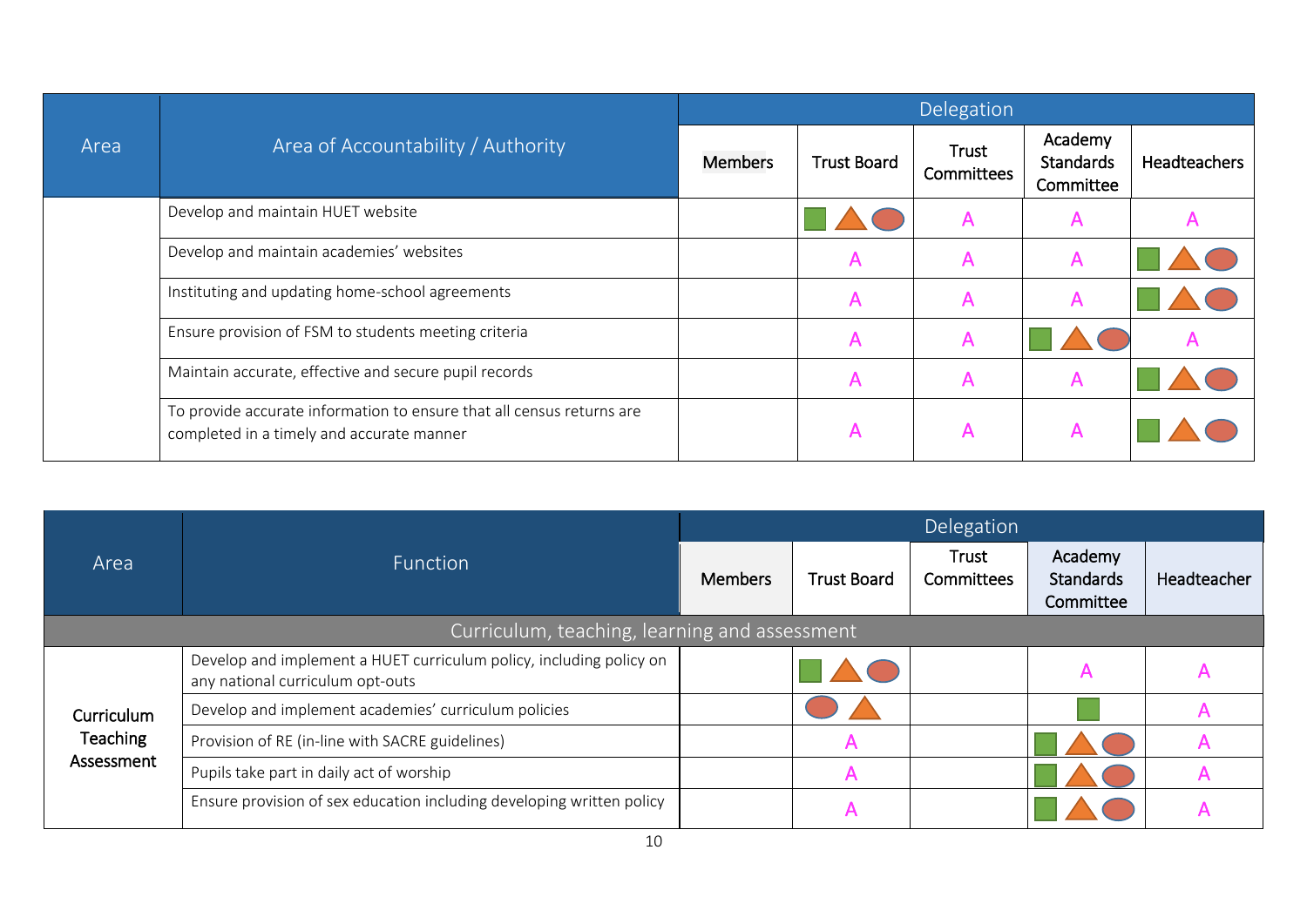| Area | Area of Accountability / Authority | Delegation | | | | |
|---|---|---|---|---|---|---|
| | | Members | Trust Board | Trust Committees | Academy Standards Committee | Headteachers |
| | Develop and maintain HUET website | | ■ ▲ ● | A | A | A |
| | Develop and maintain academies' websites | | A | A | A | ■ ▲ ● |
| | Instituting and updating home-school agreements | | A | A | A | ■ ▲ ● |
| | Ensure provision of FSM to students meeting criteria | | A | A | ■ ▲ ● | A |
| | Maintain accurate, effective and secure pupil records | | A | A | A | ■ ▲ ● |
| | To provide accurate information to ensure that all census returns are completed in a timely and accurate manner | | A | A | A | ■ ▲ ● |

| Area | Function | Delegation | | | | |
|---|---|---|---|---|---|---|
| | | Members | Trust Board | Trust Committees | Academy Standards Committee | Headteacher |
| **Curriculum, teaching, learning and assessment** | | | | | | |
| Curriculum Teaching Assessment | Develop and implement a HUET curriculum policy, including policy on any national curriculum opt-outs | | ■ ▲ ● | | A | A |
| | Develop and implement academies' curriculum policies | | ● ▲ | | ■ | A |
| | Provision of RE (in-line with SACRE guidelines) | | A | | ■ ▲ ● | A |
| | Pupils take part in daily act of worship | | A | | ■ ▲ ● | A |
| | Ensure provision of sex education including developing written policy | | A | | ■ ▲ ● | A |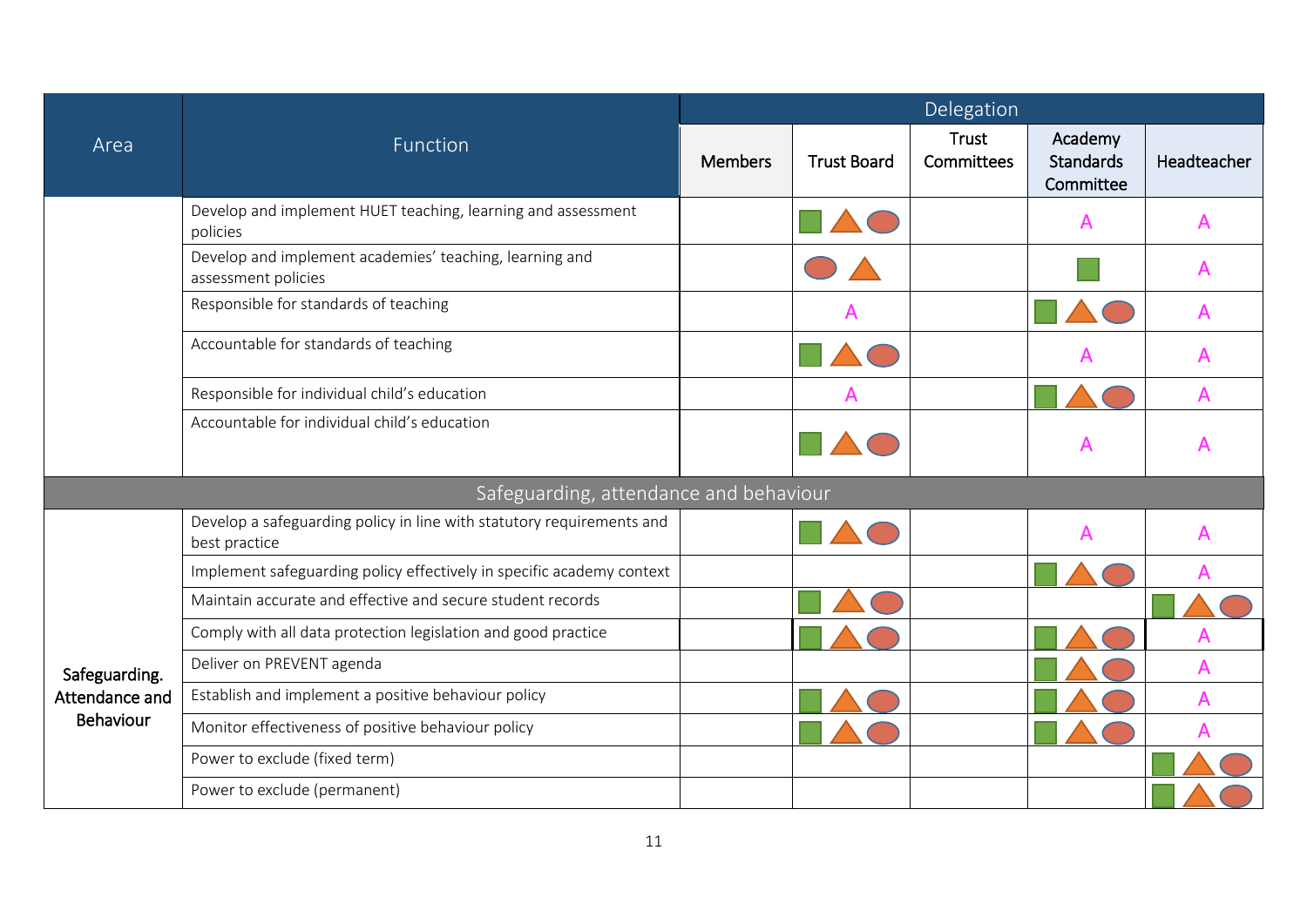| Area | Function | Delegation | | | | |
|---|---|---|---|---|---|---|
| | | Members | Trust Board | Trust Committees | Academy Standards Committee | Headteacher |
| | Develop and implement HUET teaching, learning and assessment policies | | ■ ▲ ● | | A | A |
| | Develop and implement academies' teaching, learning and assessment policies | | ● ▲ | | ■ | A |
| | Responsible for standards of teaching | | A | | ■ ▲ ● | A |
| | Accountable for standards of teaching | | ■ ▲ ● | | A | A |
| | Responsible for individual child's education | | A | | ■ ▲ ● | A |
| | Accountable for individual child's education | | ■ ▲ ● | | A | A |
| **Safeguarding, attendance and behaviour** | | | | | | |
| Safeguarding. Attendance and Behaviour | Develop a safeguarding policy in line with statutory requirements and best practice | | ■ ▲ ● | | A | A |
| | Implement safeguarding policy effectively in specific academy context | | | | ■ ▲ ● | A |
| | Maintain accurate and effective and secure student records | | ■ ▲ ● | | | ■ ▲ ● |
| | Comply with all data protection legislation and good practice | | ■ ▲ ● | | ■ ▲ ● | A |
| | Deliver on PREVENT agenda | | | | ■ ▲ ● | A |
| | Establish and implement a positive behaviour policy | | ■ ▲ ● | | ■ ▲ ● | A |
| | Monitor effectiveness of positive behaviour policy | | ■ ▲ ● | | ■ ▲ ● | A |
| | Power to exclude (fixed term) | | | | | ■ ▲ ● |
| | Power to exclude (permanent) | | | | | ■ ▲ ● |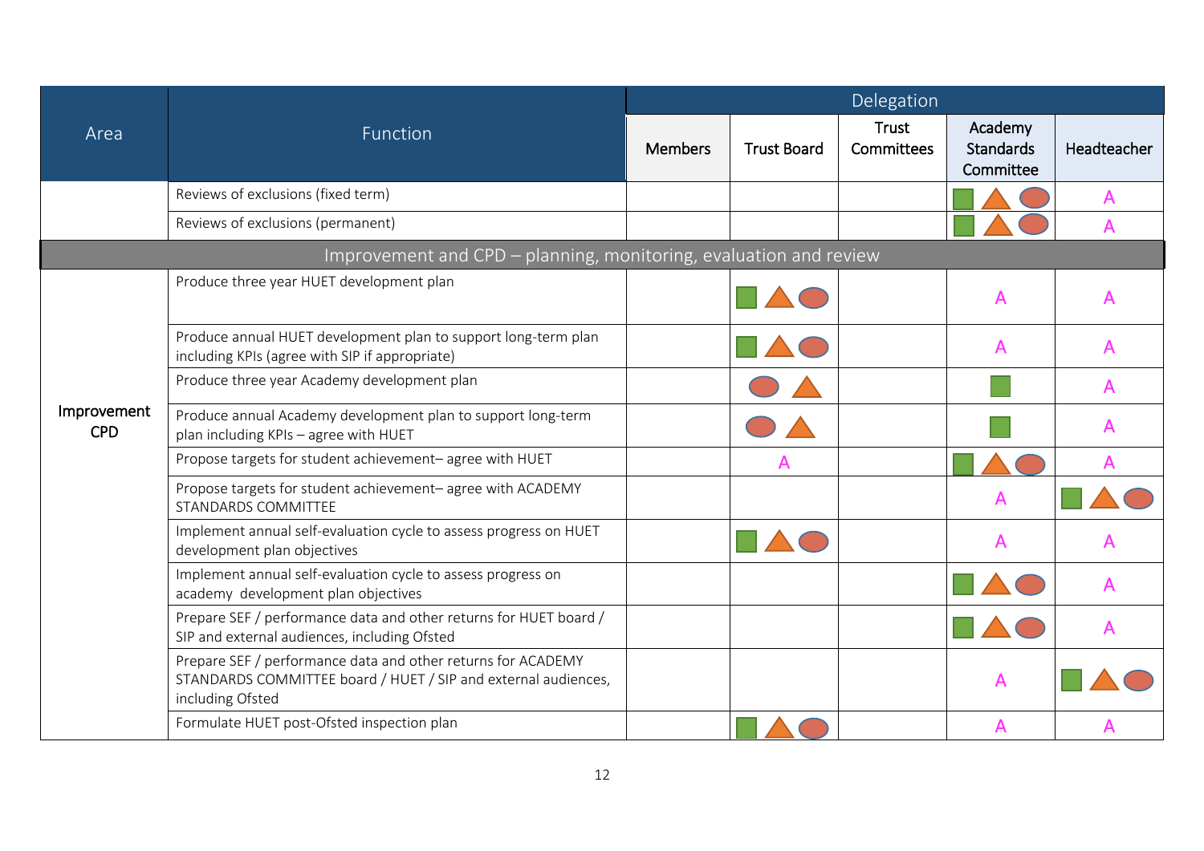| Area | Function | Delegation | | | | |
|---|---|---|---|---|---|---|
| | | Members | Trust Board | Trust Committees | Academy Standards Committee | Headteacher |
| | Reviews of exclusions (fixed term) | | | | ■ ▲ ● | A |
| | Reviews of exclusions (permanent) | | | | ■ ▲ ● | A |
| **Improvement and CPD – planning, monitoring, evaluation and review** | | | | | | |
| Improvement CPD | Produce three year HUET development plan | | ■ ▲ ● | | A | A |
| | Produce annual HUET development plan to support long-term plan including KPIs (agree with SIP if appropriate) | | ■ ▲ ● | | A | A |
| | Produce three year Academy development plan | | ● ▲ | | ■ | A |
| | Produce annual Academy development plan to support long-term plan including KPIs – agree with HUET | | ● ▲ | | ■ | A |
| | Propose targets for student achievement– agree with HUET | | A | | ■ ▲ ● | A |
| | Propose targets for student achievement– agree with ACADEMY STANDARDS COMMITTEE | | | | A | ■ ▲ ● |
| | Implement annual self-evaluation cycle to assess progress on HUET development plan objectives | | ■ ▲ ● | | A | A |
| | Implement annual self-evaluation cycle to assess progress on academy development plan objectives | | | | ■ ▲ ● | A |
| | Prepare SEF / performance data and other returns for HUET board / SIP and external audiences, including Ofsted | | | | ■ ▲ ● | A |
| | Prepare SEF / performance data and other returns for ACADEMY STANDARDS COMMITTEE board / HUET / SIP and external audiences, including Ofsted | | | | A | ■ ▲ ● |
| | Formulate HUET post-Ofsted inspection plan | | ■ ▲ ● | | A | A |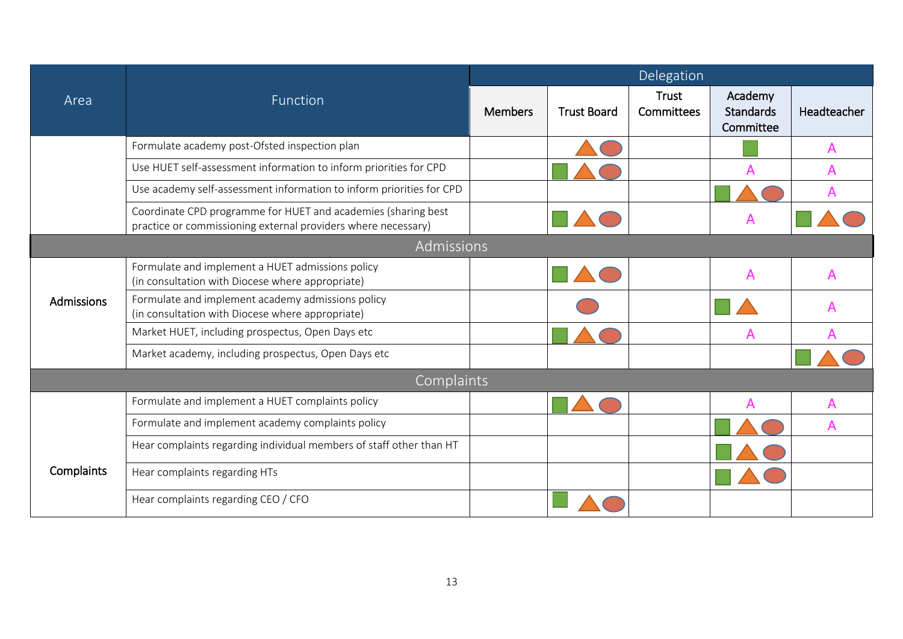| Area | Function | Delegation | | | | |
|---|---|---|---|---|---|---|
| | | Members | Trust Board | Trust Committees | Academy Standards Committee | Headteacher |
| | Formulate academy post-Ofsted inspection plan | | ▲ ⬭ | | ■ | A |
| | Use HUET self-assessment information to inform priorities for CPD | | ■ ▲ ⬭ | | A | A |
| | Use academy self-assessment information to inform priorities for CPD | | | | ■ ▲ ⬭ | A |
| | Coordinate CPD programme for HUET and academies (sharing best practice or commissioning external providers where necessary) | | ■ ▲ ⬭ | | A | ■ ▲ ⬭ |
| **Admissions** | | | | | | |
| Admissions | Formulate and implement a HUET admissions policy (in consultation with Diocese where appropriate) | | ■ ▲ ⬭ | | A | A |
| | Formulate and implement academy admissions policy (in consultation with Diocese where appropriate) | | ⬭ | | ■ ▲ | A |
| | Market HUET, including prospectus, Open Days etc | | ■ ▲ ⬭ | | A | A |
| | Market academy, including prospectus, Open Days etc | | | | | ■ ▲ ⬭ |
| **Complaints** | | | | | | |
| Complaints | Formulate and implement a HUET complaints policy | | ■ ▲ ⬭ | | A | A |
| | Formulate and implement academy complaints policy | | | | ■ ▲ ⬭ | A |
| | Hear complaints regarding individual members of staff other than HT | | | | ■ ▲ ⬭ | |
| | Hear complaints regarding HTs | | | | ■ ▲ ⬭ | |
| | Hear complaints regarding CEO / CFO | | ■ ▲ ⬭ | | | |